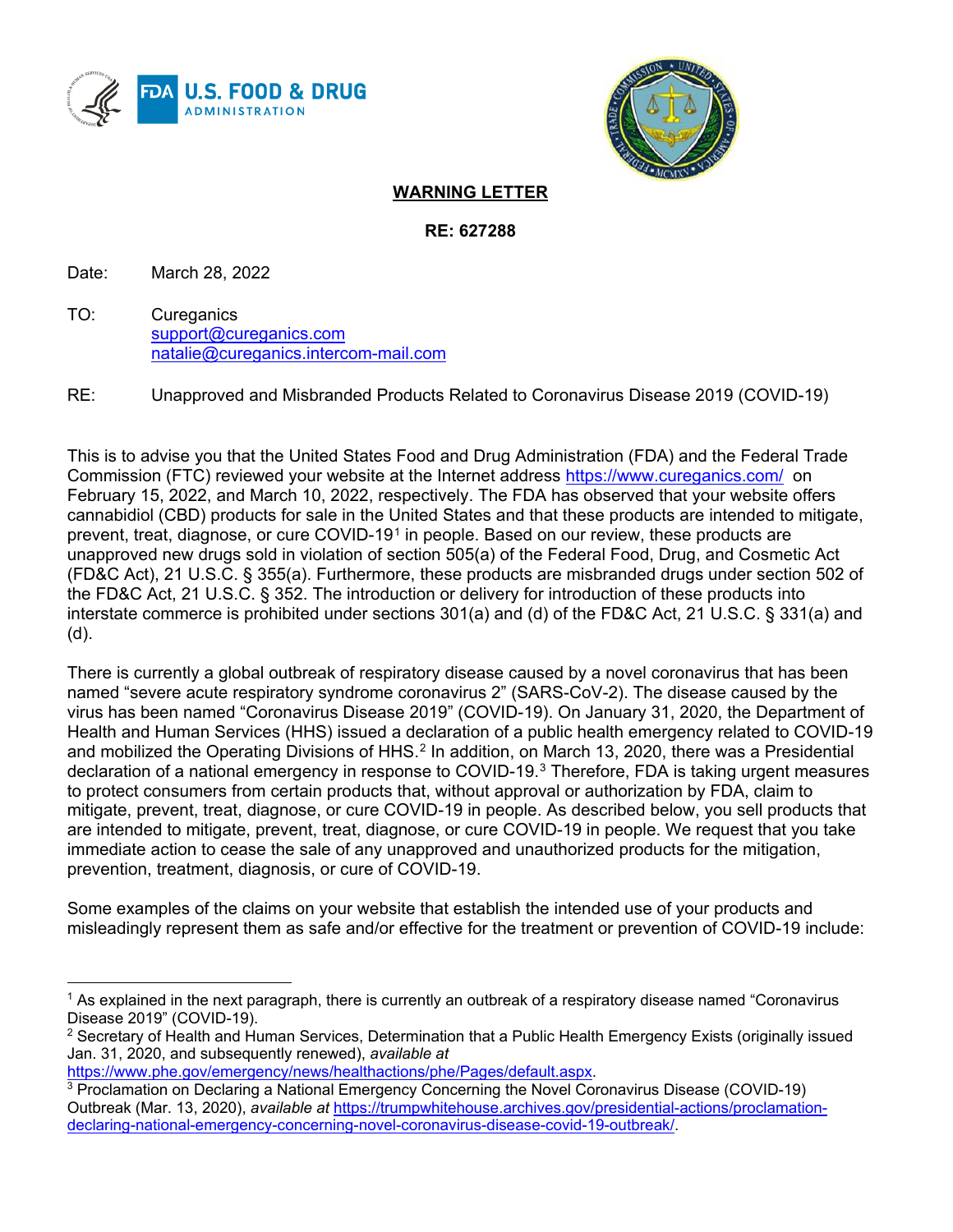**WARNING LETTER**

**RE: 627288**

Date: March 28, 2022

TO: Cureganics
support@cureganics.com
natalie@cureganics.intercom-mail.com

RE: Unapproved and Misbranded Products Related to Coronavirus Disease 2019 (COVID-19)

This is to advise you that the United States Food and Drug Administration (FDA) and the Federal Trade Commission (FTC) reviewed your website at the Internet address https://www.cureganics.com/ on February 15, 2022, and March 10, 2022, respectively. The FDA has observed that your website offers cannabidiol (CBD) products for sale in the United States and that these products are intended to mitigate, prevent, treat, diagnose, or cure COVID-19[1] in people. Based on our review, these products are unapproved new drugs sold in violation of section 505(a) of the Federal Food, Drug, and Cosmetic Act (FD&C Act), 21 U.S.C. § 355(a). Furthermore, these products are misbranded drugs under section 502 of the FD&C Act, 21 U.S.C. § 352. The introduction or delivery for introduction of these products into interstate commerce is prohibited under sections 301(a) and (d) of the FD&C Act, 21 U.S.C. § 331(a) and (d).

There is currently a global outbreak of respiratory disease caused by a novel coronavirus that has been named "severe acute respiratory syndrome coronavirus 2" (SARS-CoV-2). The disease caused by the virus has been named "Coronavirus Disease 2019" (COVID-19). On January 31, 2020, the Department of Health and Human Services (HHS) issued a declaration of a public health emergency related to COVID-19 and mobilized the Operating Divisions of HHS.[2] In addition, on March 13, 2020, there was a Presidential declaration of a national emergency in response to COVID-19.[3] Therefore, FDA is taking urgent measures to protect consumers from certain products that, without approval or authorization by FDA, claim to mitigate, prevent, treat, diagnose, or cure COVID-19 in people. As described below, you sell products that are intended to mitigate, prevent, treat, diagnose, or cure COVID-19 in people. We request that you take immediate action to cease the sale of any unapproved and unauthorized products for the mitigation, prevention, treatment, diagnosis, or cure of COVID-19.

Some examples of the claims on your website that establish the intended use of your products and misleadingly represent them as safe and/or effective for the treatment or prevention of COVID-19 include:

---

[1] As explained in the next paragraph, there is currently an outbreak of a respiratory disease named "Coronavirus Disease 2019" (COVID-19).

[2] Secretary of Health and Human Services, Determination that a Public Health Emergency Exists (originally issued Jan. 31, 2020, and subsequently renewed), *available at* https://www.phe.gov/emergency/news/healthactions/phe/Pages/default.aspx.

[3] Proclamation on Declaring a National Emergency Concerning the Novel Coronavirus Disease (COVID-19) Outbreak (Mar. 13, 2020), *available at* https://trumpwhitehouse.archives.gov/presidential-actions/proclamation-declaring-national-emergency-concerning-novel-coronavirus-disease-covid-19-outbreak/.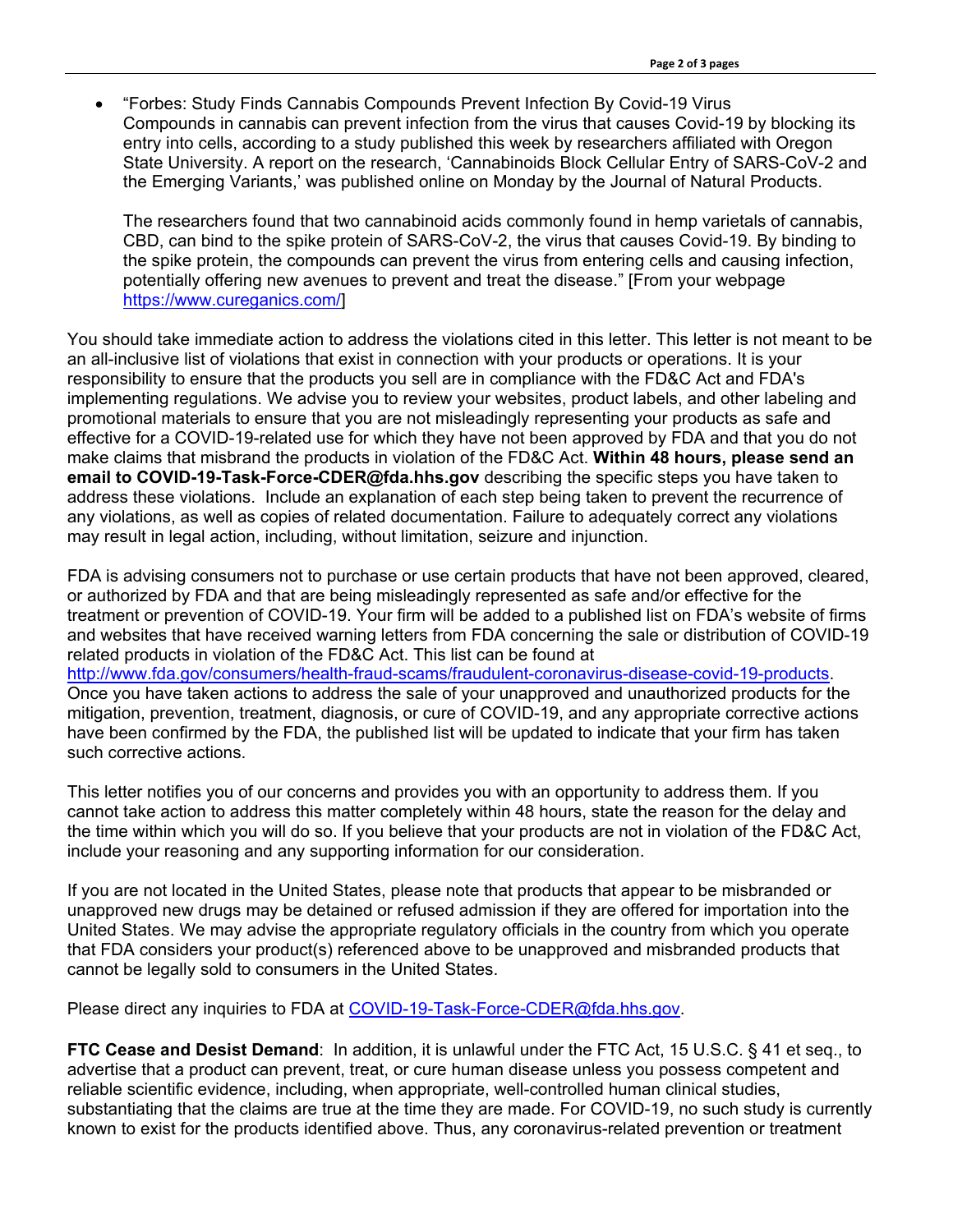- "Forbes: Study Finds Cannabis Compounds Prevent Infection By Covid-19 Virus
  Compounds in cannabis can prevent infection from the virus that causes Covid-19 by blocking its entry into cells, according to a study published this week by researchers affiliated with Oregon State University. A report on the research, 'Cannabinoids Block Cellular Entry of SARS-CoV-2 and the Emerging Variants,' was published online on Monday by the Journal of Natural Products.

  The researchers found that two cannabinoid acids commonly found in hemp varietals of cannabis, CBD, can bind to the spike protein of SARS-CoV-2, the virus that causes Covid-19. By binding to the spike protein, the compounds can prevent the virus from entering cells and causing infection, potentially offering new avenues to prevent and treat the disease." [From your webpage https://www.cureganics.com/]

You should take immediate action to address the violations cited in this letter. This letter is not meant to be an all-inclusive list of violations that exist in connection with your products or operations. It is your responsibility to ensure that the products you sell are in compliance with the FD&C Act and FDA's implementing regulations. We advise you to review your websites, product labels, and other labeling and promotional materials to ensure that you are not misleadingly representing your products as safe and effective for a COVID-19-related use for which they have not been approved by FDA and that you do not make claims that misbrand the products in violation of the FD&C Act. **Within 48 hours, please send an email to COVID-19-Task-Force-CDER@fda.hhs.gov** describing the specific steps you have taken to address these violations. Include an explanation of each step being taken to prevent the recurrence of any violations, as well as copies of related documentation. Failure to adequately correct any violations may result in legal action, including, without limitation, seizure and injunction.

FDA is advising consumers not to purchase or use certain products that have not been approved, cleared, or authorized by FDA and that are being misleadingly represented as safe and/or effective for the treatment or prevention of COVID-19. Your firm will be added to a published list on FDA's website of firms and websites that have received warning letters from FDA concerning the sale or distribution of COVID-19 related products in violation of the FD&C Act. This list can be found at http://www.fda.gov/consumers/health-fraud-scams/fraudulent-coronavirus-disease-covid-19-products. Once you have taken actions to address the sale of your unapproved and unauthorized products for the mitigation, prevention, treatment, diagnosis, or cure of COVID-19, and any appropriate corrective actions have been confirmed by the FDA, the published list will be updated to indicate that your firm has taken such corrective actions.

This letter notifies you of our concerns and provides you with an opportunity to address them. If you cannot take action to address this matter completely within 48 hours, state the reason for the delay and the time within which you will do so. If you believe that your products are not in violation of the FD&C Act, include your reasoning and any supporting information for our consideration.

If you are not located in the United States, please note that products that appear to be misbranded or unapproved new drugs may be detained or refused admission if they are offered for importation into the United States. We may advise the appropriate regulatory officials in the country from which you operate that FDA considers your product(s) referenced above to be unapproved and misbranded products that cannot be legally sold to consumers in the United States.

Please direct any inquiries to FDA at COVID-19-Task-Force-CDER@fda.hhs.gov.

**FTC Cease and Desist Demand**: In addition, it is unlawful under the FTC Act, 15 U.S.C. § 41 et seq., to advertise that a product can prevent, treat, or cure human disease unless you possess competent and reliable scientific evidence, including, when appropriate, well-controlled human clinical studies, substantiating that the claims are true at the time they are made. For COVID-19, no such study is currently known to exist for the products identified above. Thus, any coronavirus-related prevention or treatment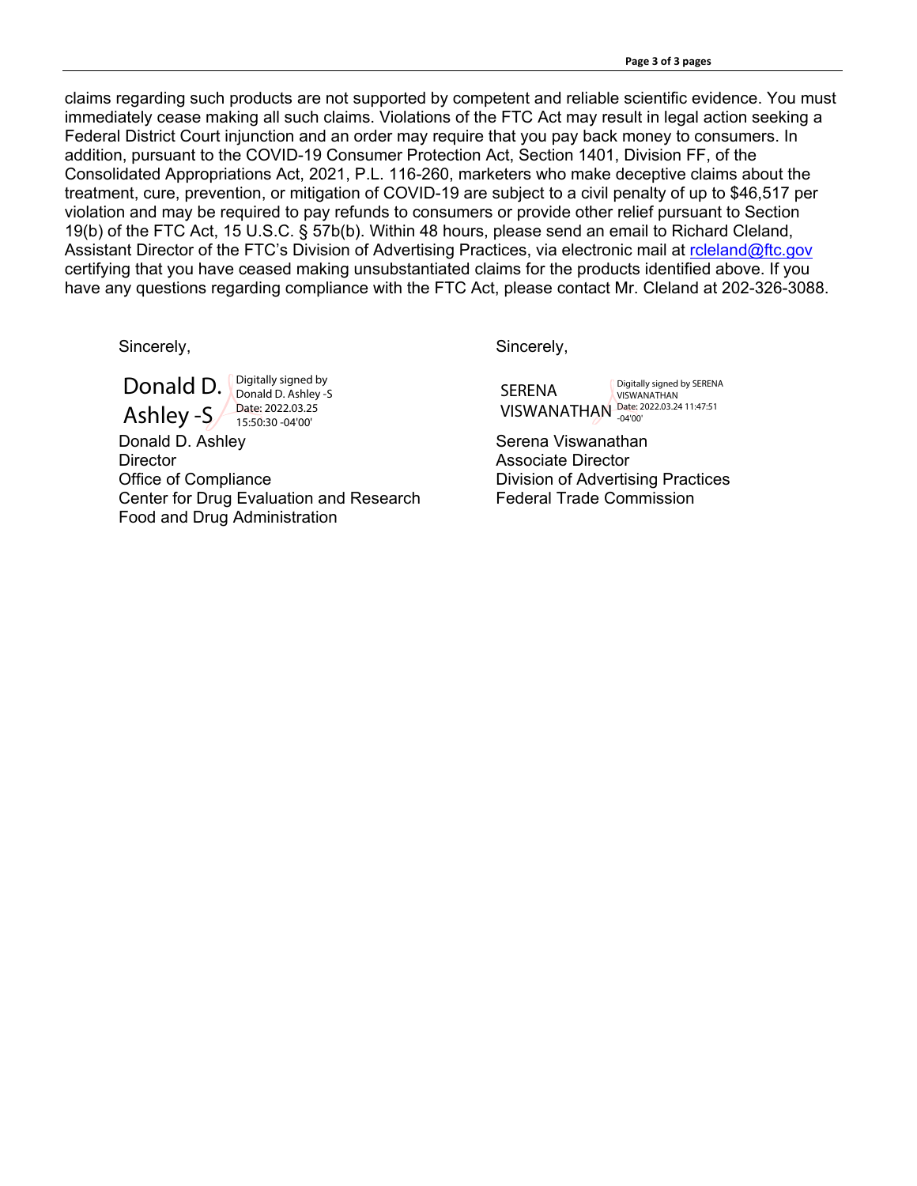claims regarding such products are not supported by competent and reliable scientific evidence. You must immediately cease making all such claims. Violations of the FTC Act may result in legal action seeking a Federal District Court injunction and an order may require that you pay back money to consumers. In addition, pursuant to the COVID-19 Consumer Protection Act, Section 1401, Division FF, of the Consolidated Appropriations Act, 2021, P.L. 116-260, marketers who make deceptive claims about the treatment, cure, prevention, or mitigation of COVID-19 are subject to a civil penalty of up to $46,517 per violation and may be required to pay refunds to consumers or provide other relief pursuant to Section 19(b) of the FTC Act, 15 U.S.C. § 57b(b). Within 48 hours, please send an email to Richard Cleland, Assistant Director of the FTC's Division of Advertising Practices, via electronic mail at rcleland@ftc.gov certifying that you have ceased making unsubstantiated claims for the products identified above. If you have any questions regarding compliance with the FTC Act, please contact Mr. Cleland at 202-326-3088.

Sincerely,

Donald D. Ashley -S
Digitally signed by Donald D. Ashley -S
Date: 2022.03.25 15:50:30 -04'00'

Donald D. Ashley
Director
Office of Compliance
Center for Drug Evaluation and Research
Food and Drug Administration

Sincerely,

SERENA VISWANATHAN
Digitally signed by SERENA VISWANATHAN
Date: 2022.03.24 11:47:51 -04'00'

Serena Viswanathan
Associate Director
Division of Advertising Practices
Federal Trade Commission